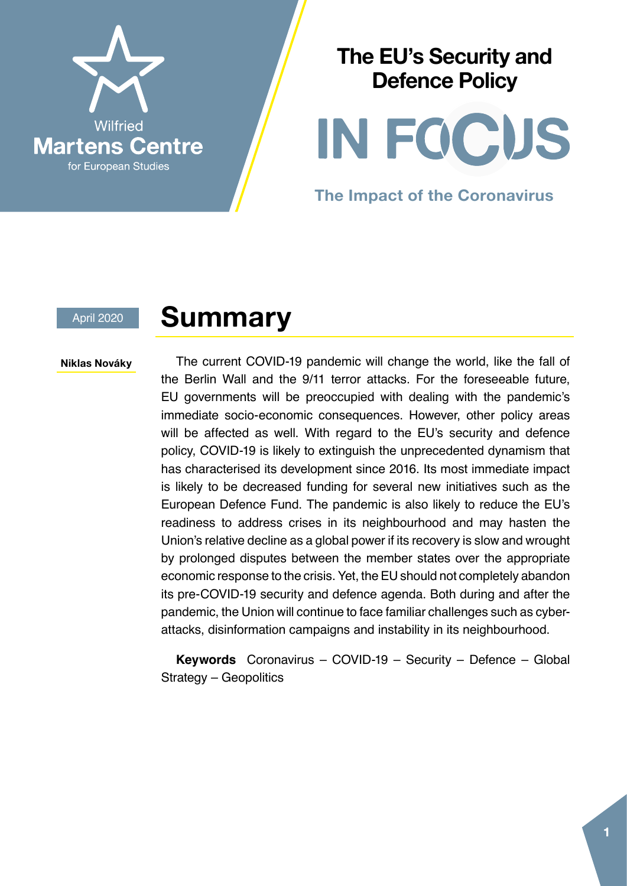Wilfried
**Martens Centre**
for European Studies

# The EU's Security and Defence Policy

# IN FOCUS

### The Impact of the Coronavirus

April 2020

## Summary

**Niklas Nováky**

The current COVID-19 pandemic will change the world, like the fall of the Berlin Wall and the 9/11 terror attacks. For the foreseeable future, EU governments will be preoccupied with dealing with the pandemic's immediate socio-economic consequences. However, other policy areas will be affected as well. With regard to the EU's security and defence policy, COVID-19 is likely to extinguish the unprecedented dynamism that has characterised its development since 2016. Its most immediate impact is likely to be decreased funding for several new initiatives such as the European Defence Fund. The pandemic is also likely to reduce the EU's readiness to address crises in its neighbourhood and may hasten the Union's relative decline as a global power if its recovery is slow and wrought by prolonged disputes between the member states over the appropriate economic response to the crisis. Yet, the EU should not completely abandon its pre-COVID-19 security and defence agenda. Both during and after the pandemic, the Union will continue to face familiar challenges such as cyber-attacks, disinformation campaigns and instability in its neighbourhood.

**Keywords** Coronavirus – COVID-19 – Security – Defence – Global Strategy – Geopolitics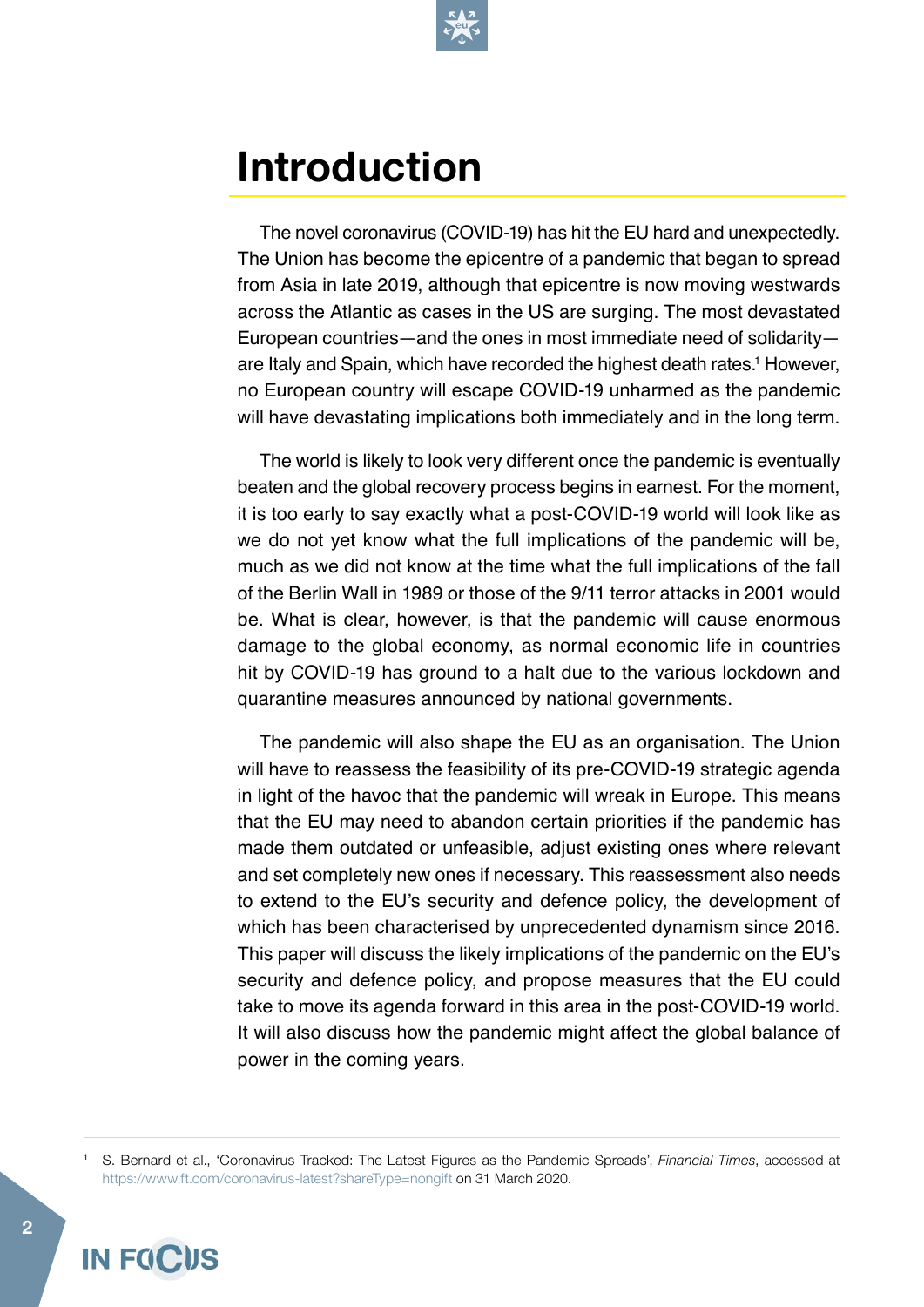# Introduction

The novel coronavirus (COVID-19) has hit the EU hard and unexpectedly. The Union has become the epicentre of a pandemic that began to spread from Asia in late 2019, although that epicentre is now moving westwards across the Atlantic as cases in the US are surging. The most devastated European countries—and the ones in most immediate need of solidarity—are Italy and Spain, which have recorded the highest death rates.[1] However, no European country will escape COVID-19 unharmed as the pandemic will have devastating implications both immediately and in the long term.

The world is likely to look very different once the pandemic is eventually beaten and the global recovery process begins in earnest. For the moment, it is too early to say exactly what a post-COVID-19 world will look like as we do not yet know what the full implications of the pandemic will be, much as we did not know at the time what the full implications of the fall of the Berlin Wall in 1989 or those of the 9/11 terror attacks in 2001 would be. What is clear, however, is that the pandemic will cause enormous damage to the global economy, as normal economic life in countries hit by COVID-19 has ground to a halt due to the various lockdown and quarantine measures announced by national governments.

The pandemic will also shape the EU as an organisation. The Union will have to reassess the feasibility of its pre-COVID-19 strategic agenda in light of the havoc that the pandemic will wreak in Europe. This means that the EU may need to abandon certain priorities if the pandemic has made them outdated or unfeasible, adjust existing ones where relevant and set completely new ones if necessary. This reassessment also needs to extend to the EU's security and defence policy, the development of which has been characterised by unprecedented dynamism since 2016. This paper will discuss the likely implications of the pandemic on the EU's security and defence policy, and propose measures that the EU could take to move its agenda forward in this area in the post-COVID-19 world. It will also discuss how the pandemic might affect the global balance of power in the coming years.

[1] S. Bernard et al., 'Coronavirus Tracked: The Latest Figures as the Pandemic Spreads', *Financial Times*, accessed at https://www.ft.com/coronavirus-latest?shareType=nongift on 31 March 2020.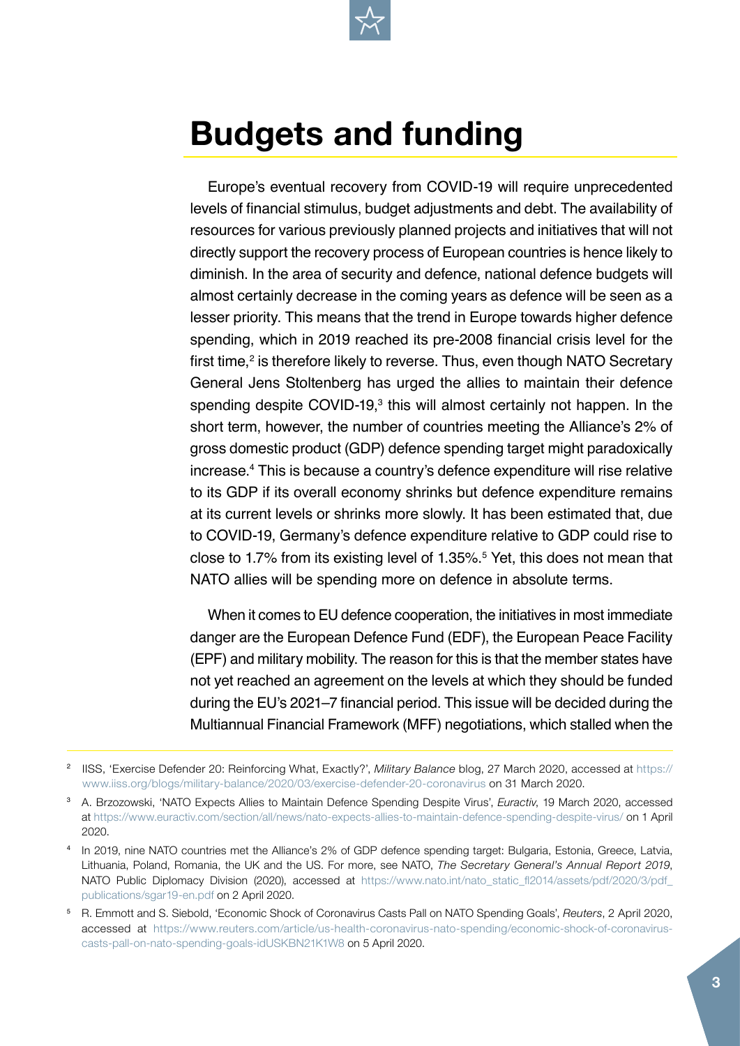# Budgets and funding

Europe's eventual recovery from COVID-19 will require unprecedented levels of financial stimulus, budget adjustments and debt. The availability of resources for various previously planned projects and initiatives that will not directly support the recovery process of European countries is hence likely to diminish. In the area of security and defence, national defence budgets will almost certainly decrease in the coming years as defence will be seen as a lesser priority. This means that the trend in Europe towards higher defence spending, which in 2019 reached its pre-2008 financial crisis level for the first time,[2] is therefore likely to reverse. Thus, even though NATO Secretary General Jens Stoltenberg has urged the allies to maintain their defence spending despite COVID-19,[3] this will almost certainly not happen. In the short term, however, the number of countries meeting the Alliance's 2% of gross domestic product (GDP) defence spending target might paradoxically increase.[4] This is because a country's defence expenditure will rise relative to its GDP if its overall economy shrinks but defence expenditure remains at its current levels or shrinks more slowly. It has been estimated that, due to COVID-19, Germany's defence expenditure relative to GDP could rise to close to 1.7% from its existing level of 1.35%.[5] Yet, this does not mean that NATO allies will be spending more on defence in absolute terms.

When it comes to EU defence cooperation, the initiatives in most immediate danger are the European Defence Fund (EDF), the European Peace Facility (EPF) and military mobility. The reason for this is that the member states have not yet reached an agreement on the levels at which they should be funded during the EU's 2021–7 financial period. This issue will be decided during the Multiannual Financial Framework (MFF) negotiations, which stalled when the

---

[2] IISS, 'Exercise Defender 20: Reinforcing What, Exactly?', *Military Balance* blog, 27 March 2020, accessed at https://www.iiss.org/blogs/military-balance/2020/03/exercise-defender-20-coronavirus on 31 March 2020.

[3] A. Brzozowski, 'NATO Expects Allies to Maintain Defence Spending Despite Virus', *Euractiv*, 19 March 2020, accessed at https://www.euractiv.com/section/all/news/nato-expects-allies-to-maintain-defence-spending-despite-virus/ on 1 April 2020.

[4] In 2019, nine NATO countries met the Alliance's 2% of GDP defence spending target: Bulgaria, Estonia, Greece, Latvia, Lithuania, Poland, Romania, the UK and the US. For more, see NATO, *The Secretary General's Annual Report 2019*, NATO Public Diplomacy Division (2020), accessed at https://www.nato.int/nato_static_fl2014/assets/pdf/2020/3/pdf_publications/sgar19-en.pdf on 2 April 2020.

[5] R. Emmott and S. Siebold, 'Economic Shock of Coronavirus Casts Pall on NATO Spending Goals', *Reuters*, 2 April 2020, accessed at https://www.reuters.com/article/us-health-coronavirus-nato-spending/economic-shock-of-coronavirus-casts-pall-on-nato-spending-goals-idUSKBN21K1W8 on 5 April 2020.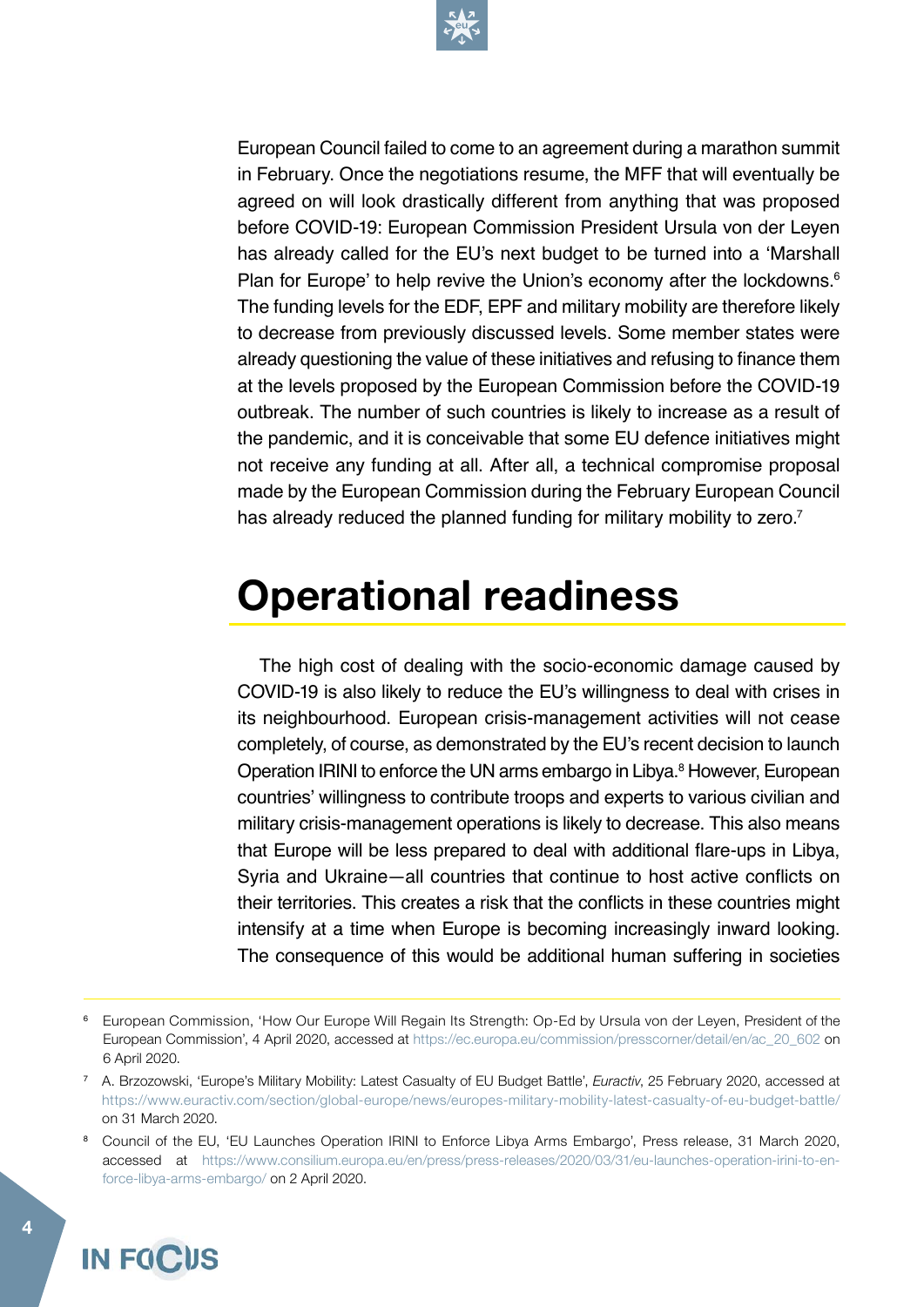European Council failed to come to an agreement during a marathon summit in February. Once the negotiations resume, the MFF that will eventually be agreed on will look drastically different from anything that was proposed before COVID-19: European Commission President Ursula von der Leyen has already called for the EU's next budget to be turned into a 'Marshall Plan for Europe' to help revive the Union's economy after the lockdowns.[6] The funding levels for the EDF, EPF and military mobility are therefore likely to decrease from previously discussed levels. Some member states were already questioning the value of these initiatives and refusing to finance them at the levels proposed by the European Commission before the COVID-19 outbreak. The number of such countries is likely to increase as a result of the pandemic, and it is conceivable that some EU defence initiatives might not receive any funding at all. After all, a technical compromise proposal made by the European Commission during the February European Council has already reduced the planned funding for military mobility to zero.[7]

## Operational readiness

The high cost of dealing with the socio-economic damage caused by COVID-19 is also likely to reduce the EU's willingness to deal with crises in its neighbourhood. European crisis-management activities will not cease completely, of course, as demonstrated by the EU's recent decision to launch Operation IRINI to enforce the UN arms embargo in Libya.[8] However, European countries' willingness to contribute troops and experts to various civilian and military crisis-management operations is likely to decrease. This also means that Europe will be less prepared to deal with additional flare-ups in Libya, Syria and Ukraine—all countries that continue to host active conflicts on their territories. This creates a risk that the conflicts in these countries might intensify at a time when Europe is becoming increasingly inward looking. The consequence of this would be additional human suffering in societies

---

[6] European Commission, 'How Our Europe Will Regain Its Strength: Op-Ed by Ursula von der Leyen, President of the European Commission', 4 April 2020, accessed at https://ec.europa.eu/commission/presscorner/detail/en/ac_20_602 on 6 April 2020.

[7] A. Brzozowski, 'Europe's Military Mobility: Latest Casualty of EU Budget Battle', *Euractiv*, 25 February 2020, accessed at https://www.euractiv.com/section/global-europe/news/europes-military-mobility-latest-casualty-of-eu-budget-battle/ on 31 March 2020.

[8] Council of the EU, 'EU Launches Operation IRINI to Enforce Libya Arms Embargo', Press release, 31 March 2020, accessed at https://www.consilium.europa.eu/en/press/press-releases/2020/03/31/eu-launches-operation-irini-to-enforce-libya-arms-embargo/ on 2 April 2020.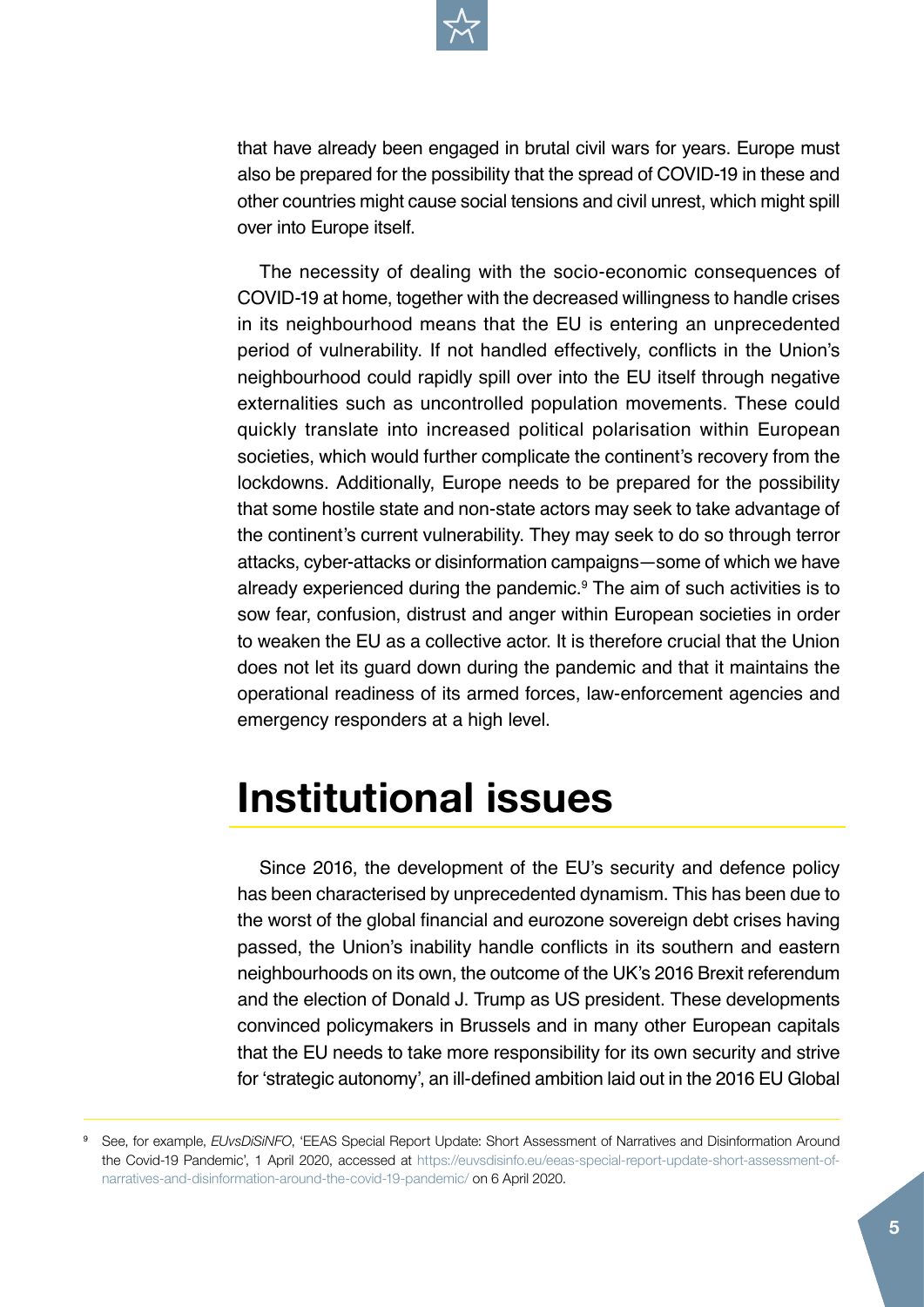that have already been engaged in brutal civil wars for years. Europe must also be prepared for the possibility that the spread of COVID-19 in these and other countries might cause social tensions and civil unrest, which might spill over into Europe itself.

The necessity of dealing with the socio-economic consequences of COVID-19 at home, together with the decreased willingness to handle crises in its neighbourhood means that the EU is entering an unprecedented period of vulnerability. If not handled effectively, conflicts in the Union's neighbourhood could rapidly spill over into the EU itself through negative externalities such as uncontrolled population movements. These could quickly translate into increased political polarisation within European societies, which would further complicate the continent's recovery from the lockdowns. Additionally, Europe needs to be prepared for the possibility that some hostile state and non-state actors may seek to take advantage of the continent's current vulnerability. They may seek to do so through terror attacks, cyber-attacks or disinformation campaigns—some of which we have already experienced during the pandemic.[9] The aim of such activities is to sow fear, confusion, distrust and anger within European societies in order to weaken the EU as a collective actor. It is therefore crucial that the Union does not let its guard down during the pandemic and that it maintains the operational readiness of its armed forces, law-enforcement agencies and emergency responders at a high level.

# Institutional issues

Since 2016, the development of the EU's security and defence policy has been characterised by unprecedented dynamism. This has been due to the worst of the global financial and eurozone sovereign debt crises having passed, the Union's inability handle conflicts in its southern and eastern neighbourhoods on its own, the outcome of the UK's 2016 Brexit referendum and the election of Donald J. Trump as US president. These developments convinced policymakers in Brussels and in many other European capitals that the EU needs to take more responsibility for its own security and strive for 'strategic autonomy', an ill-defined ambition laid out in the 2016 EU Global

---

[9] See, for example, *EUvsDiSiNFO*, 'EEAS Special Report Update: Short Assessment of Narratives and Disinformation Around the Covid-19 Pandemic', 1 April 2020, accessed at https://euvsdisinfo.eu/eeas-special-report-update-short-assessment-of-narratives-and-disinformation-around-the-covid-19-pandemic/ on 6 April 2020.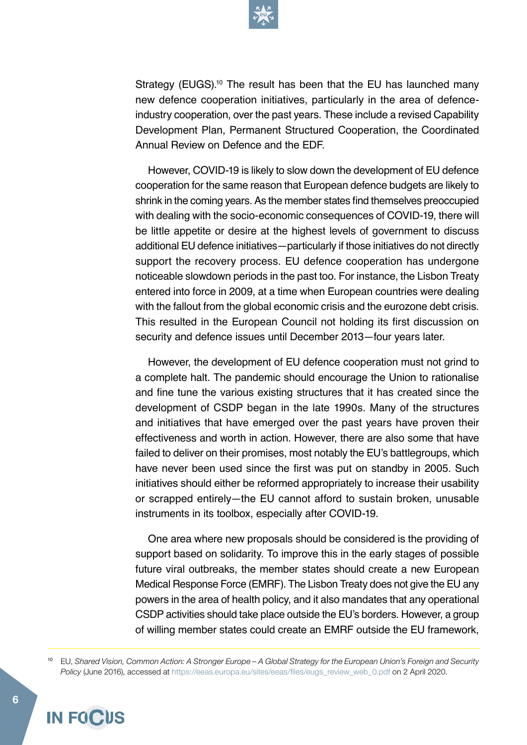Strategy (EUGS).[10] The result has been that the EU has launched many new defence cooperation initiatives, particularly in the area of defence-industry cooperation, over the past years. These include a revised Capability Development Plan, Permanent Structured Cooperation, the Coordinated Annual Review on Defence and the EDF.

However, COVID-19 is likely to slow down the development of EU defence cooperation for the same reason that European defence budgets are likely to shrink in the coming years. As the member states find themselves preoccupied with dealing with the socio-economic consequences of COVID-19, there will be little appetite or desire at the highest levels of government to discuss additional EU defence initiatives—particularly if those initiatives do not directly support the recovery process. EU defence cooperation has undergone noticeable slowdown periods in the past too. For instance, the Lisbon Treaty entered into force in 2009, at a time when European countries were dealing with the fallout from the global economic crisis and the eurozone debt crisis. This resulted in the European Council not holding its first discussion on security and defence issues until December 2013—four years later.

However, the development of EU defence cooperation must not grind to a complete halt. The pandemic should encourage the Union to rationalise and fine tune the various existing structures that it has created since the development of CSDP began in the late 1990s. Many of the structures and initiatives that have emerged over the past years have proven their effectiveness and worth in action. However, there are also some that have failed to deliver on their promises, most notably the EU's battlegroups, which have never been used since the first was put on standby in 2005. Such initiatives should either be reformed appropriately to increase their usability or scrapped entirely—the EU cannot afford to sustain broken, unusable instruments in its toolbox, especially after COVID-19.

One area where new proposals should be considered is the providing of support based on solidarity. To improve this in the early stages of possible future viral outbreaks, the member states should create a new European Medical Response Force (EMRF). The Lisbon Treaty does not give the EU any powers in the area of health policy, and it also mandates that any operational CSDP activities should take place outside the EU's borders. However, a group of willing member states could create an EMRF outside the EU framework,

---

[10] EU, *Shared Vision, Common Action: A Stronger Europe – A Global Strategy for the European Union's Foreign and Security Policy* (June 2016), accessed at https://eeas.europa.eu/sites/eeas/files/eugs_review_web_0.pdf on 2 April 2020.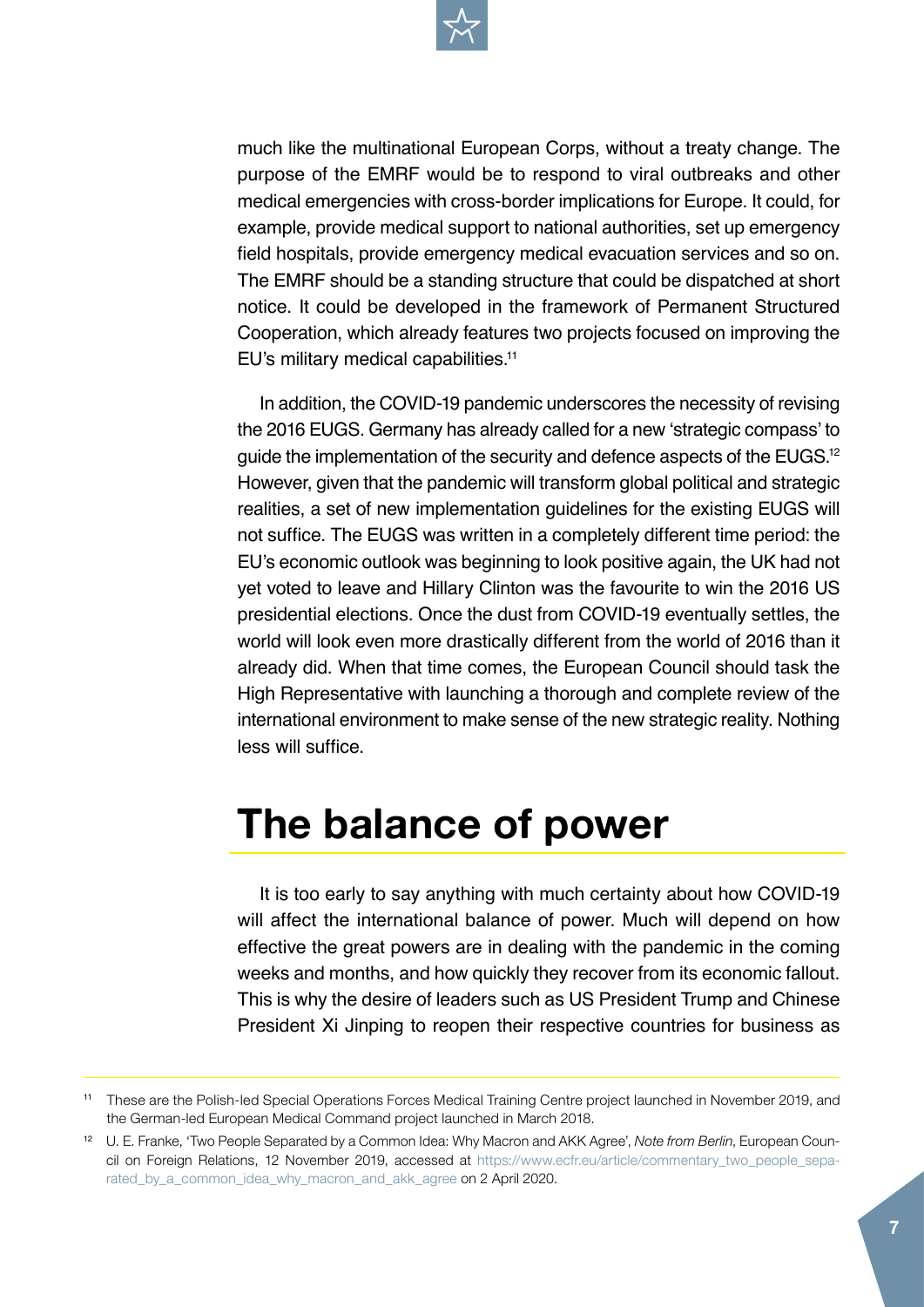much like the multinational European Corps, without a treaty change. The purpose of the EMRF would be to respond to viral outbreaks and other medical emergencies with cross-border implications for Europe. It could, for example, provide medical support to national authorities, set up emergency field hospitals, provide emergency medical evacuation services and so on. The EMRF should be a standing structure that could be dispatched at short notice. It could be developed in the framework of Permanent Structured Cooperation, which already features two projects focused on improving the EU's military medical capabilities.[11]

In addition, the COVID-19 pandemic underscores the necessity of revising the 2016 EUGS. Germany has already called for a new 'strategic compass' to guide the implementation of the security and defence aspects of the EUGS.[12] However, given that the pandemic will transform global political and strategic realities, a set of new implementation guidelines for the existing EUGS will not suffice. The EUGS was written in a completely different time period: the EU's economic outlook was beginning to look positive again, the UK had not yet voted to leave and Hillary Clinton was the favourite to win the 2016 US presidential elections. Once the dust from COVID-19 eventually settles, the world will look even more drastically different from the world of 2016 than it already did. When that time comes, the European Council should task the High Representative with launching a thorough and complete review of the international environment to make sense of the new strategic reality. Nothing less will suffice.

# The balance of power

It is too early to say anything with much certainty about how COVID-19 will affect the international balance of power. Much will depend on how effective the great powers are in dealing with the pandemic in the coming weeks and months, and how quickly they recover from its economic fallout. This is why the desire of leaders such as US President Trump and Chinese President Xi Jinping to reopen their respective countries for business as

[11] These are the Polish-led Special Operations Forces Medical Training Centre project launched in November 2019, and the German-led European Medical Command project launched in March 2018.

[12] U. E. Franke, 'Two People Separated by a Common Idea: Why Macron and AKK Agree', *Note from Berlin*, European Council on Foreign Relations, 12 November 2019, accessed at https://www.ecfr.eu/article/commentary_two_people_separated_by_a_common_idea_why_macron_and_akk_agree on 2 April 2020.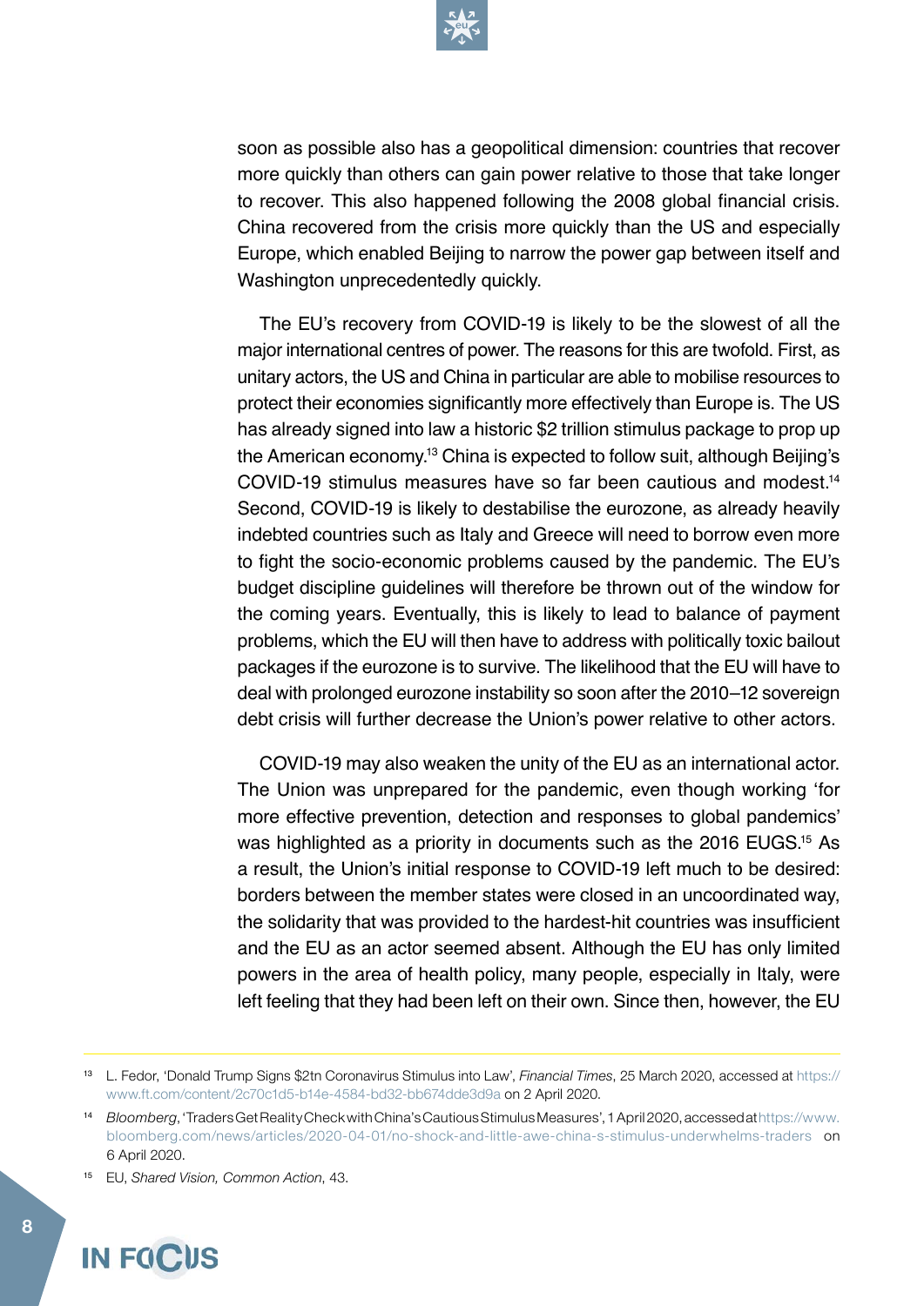soon as possible also has a geopolitical dimension: countries that recover more quickly than others can gain power relative to those that take longer to recover. This also happened following the 2008 global financial crisis. China recovered from the crisis more quickly than the US and especially Europe, which enabled Beijing to narrow the power gap between itself and Washington unprecedentedly quickly.

The EU's recovery from COVID-19 is likely to be the slowest of all the major international centres of power. The reasons for this are twofold. First, as unitary actors, the US and China in particular are able to mobilise resources to protect their economies significantly more effectively than Europe is. The US has already signed into law a historic $2 trillion stimulus package to prop up the American economy.[13] China is expected to follow suit, although Beijing's COVID-19 stimulus measures have so far been cautious and modest.[14] Second, COVID-19 is likely to destabilise the eurozone, as already heavily indebted countries such as Italy and Greece will need to borrow even more to fight the socio-economic problems caused by the pandemic. The EU's budget discipline guidelines will therefore be thrown out of the window for the coming years. Eventually, this is likely to lead to balance of payment problems, which the EU will then have to address with politically toxic bailout packages if the eurozone is to survive. The likelihood that the EU will have to deal with prolonged eurozone instability so soon after the 2010–12 sovereign debt crisis will further decrease the Union's power relative to other actors.

COVID-19 may also weaken the unity of the EU as an international actor. The Union was unprepared for the pandemic, even though working 'for more effective prevention, detection and responses to global pandemics' was highlighted as a priority in documents such as the 2016 EUGS.[15] As a result, the Union's initial response to COVID-19 left much to be desired: borders between the member states were closed in an uncoordinated way, the solidarity that was provided to the hardest-hit countries was insufficient and the EU as an actor seemed absent. Although the EU has only limited powers in the area of health policy, many people, especially in Italy, were left feeling that they had been left on their own. Since then, however, the EU

---

[13] L. Fedor, 'Donald Trump Signs $2tn Coronavirus Stimulus into Law', *Financial Times*, 25 March 2020, accessed at https://www.ft.com/content/2c70c1d5-b14e-4584-bd32-bb674dde3d9a on 2 April 2020.

[14] *Bloomberg*, 'Traders Get Reality Check with China's Cautious Stimulus Measures', 1 April 2020, accessed at https://www.bloomberg.com/news/articles/2020-04-01/no-shock-and-little-awe-china-s-stimulus-underwhelms-traders on 6 April 2020.

[15] EU, *Shared Vision, Common Action*, 43.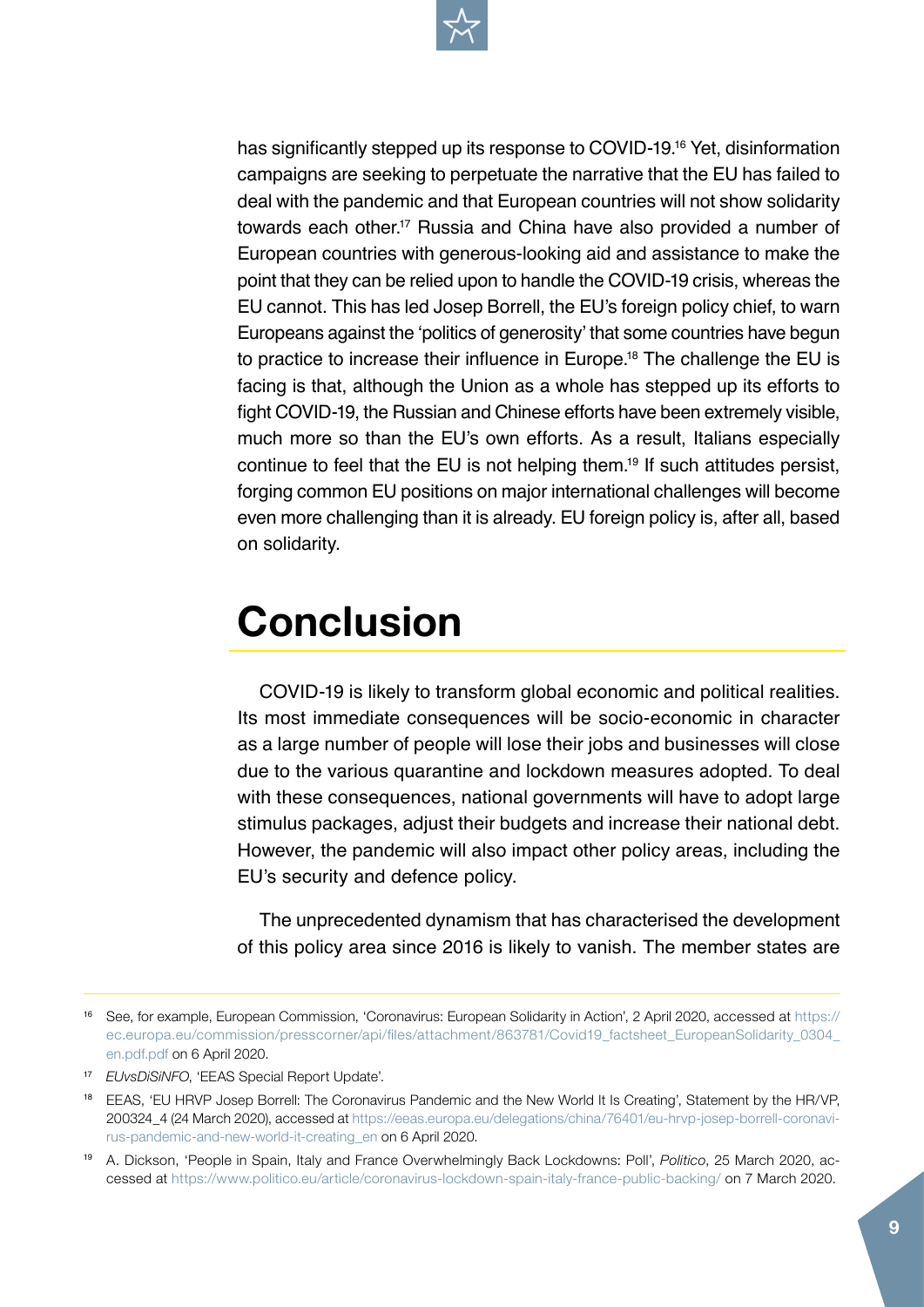has significantly stepped up its response to COVID-19.[16] Yet, disinformation campaigns are seeking to perpetuate the narrative that the EU has failed to deal with the pandemic and that European countries will not show solidarity towards each other.[17] Russia and China have also provided a number of European countries with generous-looking aid and assistance to make the point that they can be relied upon to handle the COVID-19 crisis, whereas the EU cannot. This has led Josep Borrell, the EU's foreign policy chief, to warn Europeans against the 'politics of generosity' that some countries have begun to practice to increase their influence in Europe.[18] The challenge the EU is facing is that, although the Union as a whole has stepped up its efforts to fight COVID-19, the Russian and Chinese efforts have been extremely visible, much more so than the EU's own efforts. As a result, Italians especially continue to feel that the EU is not helping them.[19] If such attitudes persist, forging common EU positions on major international challenges will become even more challenging than it is already. EU foreign policy is, after all, based on solidarity.

# Conclusion

COVID-19 is likely to transform global economic and political realities. Its most immediate consequences will be socio-economic in character as a large number of people will lose their jobs and businesses will close due to the various quarantine and lockdown measures adopted. To deal with these consequences, national governments will have to adopt large stimulus packages, adjust their budgets and increase their national debt. However, the pandemic will also impact other policy areas, including the EU's security and defence policy.

The unprecedented dynamism that has characterised the development of this policy area since 2016 is likely to vanish. The member states are

---

[16] See, for example, European Commission, 'Coronavirus: European Solidarity in Action', 2 April 2020, accessed at https://ec.europa.eu/commission/presscorner/api/files/attachment/863781/Covid19_factsheet_EuropeanSolidarity_0304_en.pdf.pdf on 6 April 2020.

[17] *EUvsDiSiNFO*, 'EEAS Special Report Update'.

[18] EEAS, 'EU HRVP Josep Borrell: The Coronavirus Pandemic and the New World It Is Creating', Statement by the HR/VP, 200324_4 (24 March 2020), accessed at https://eeas.europa.eu/delegations/china/76401/eu-hrvp-josep-borrell-coronavirus-pandemic-and-new-world-it-creating_en on 6 April 2020.

[19] A. Dickson, 'People in Spain, Italy and France Overwhelmingly Back Lockdowns: Poll', *Politico*, 25 March 2020, accessed at https://www.politico.eu/article/coronavirus-lockdown-spain-italy-france-public-backing/ on 7 March 2020.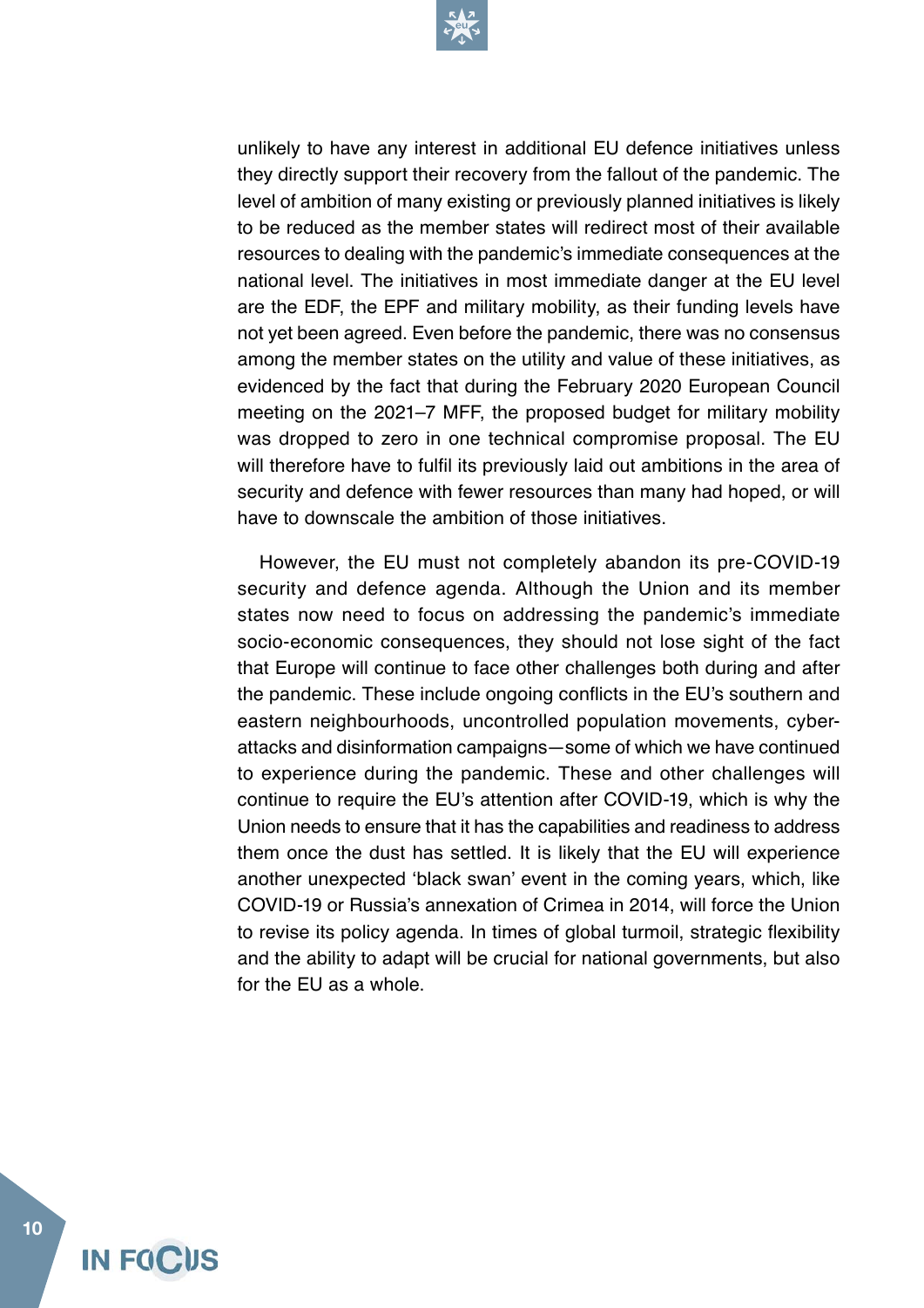unlikely to have any interest in additional EU defence initiatives unless they directly support their recovery from the fallout of the pandemic. The level of ambition of many existing or previously planned initiatives is likely to be reduced as the member states will redirect most of their available resources to dealing with the pandemic's immediate consequences at the national level. The initiatives in most immediate danger at the EU level are the EDF, the EPF and military mobility, as their funding levels have not yet been agreed. Even before the pandemic, there was no consensus among the member states on the utility and value of these initiatives, as evidenced by the fact that during the February 2020 European Council meeting on the 2021–7 MFF, the proposed budget for military mobility was dropped to zero in one technical compromise proposal. The EU will therefore have to fulfil its previously laid out ambitions in the area of security and defence with fewer resources than many had hoped, or will have to downscale the ambition of those initiatives.

However, the EU must not completely abandon its pre-COVID-19 security and defence agenda. Although the Union and its member states now need to focus on addressing the pandemic's immediate socio-economic consequences, they should not lose sight of the fact that Europe will continue to face other challenges both during and after the pandemic. These include ongoing conflicts in the EU's southern and eastern neighbourhoods, uncontrolled population movements, cyber-attacks and disinformation campaigns—some of which we have continued to experience during the pandemic. These and other challenges will continue to require the EU's attention after COVID-19, which is why the Union needs to ensure that it has the capabilities and readiness to address them once the dust has settled. It is likely that the EU will experience another unexpected 'black swan' event in the coming years, which, like COVID-19 or Russia's annexation of Crimea in 2014, will force the Union to revise its policy agenda. In times of global turmoil, strategic flexibility and the ability to adapt will be crucial for national governments, but also for the EU as a whole.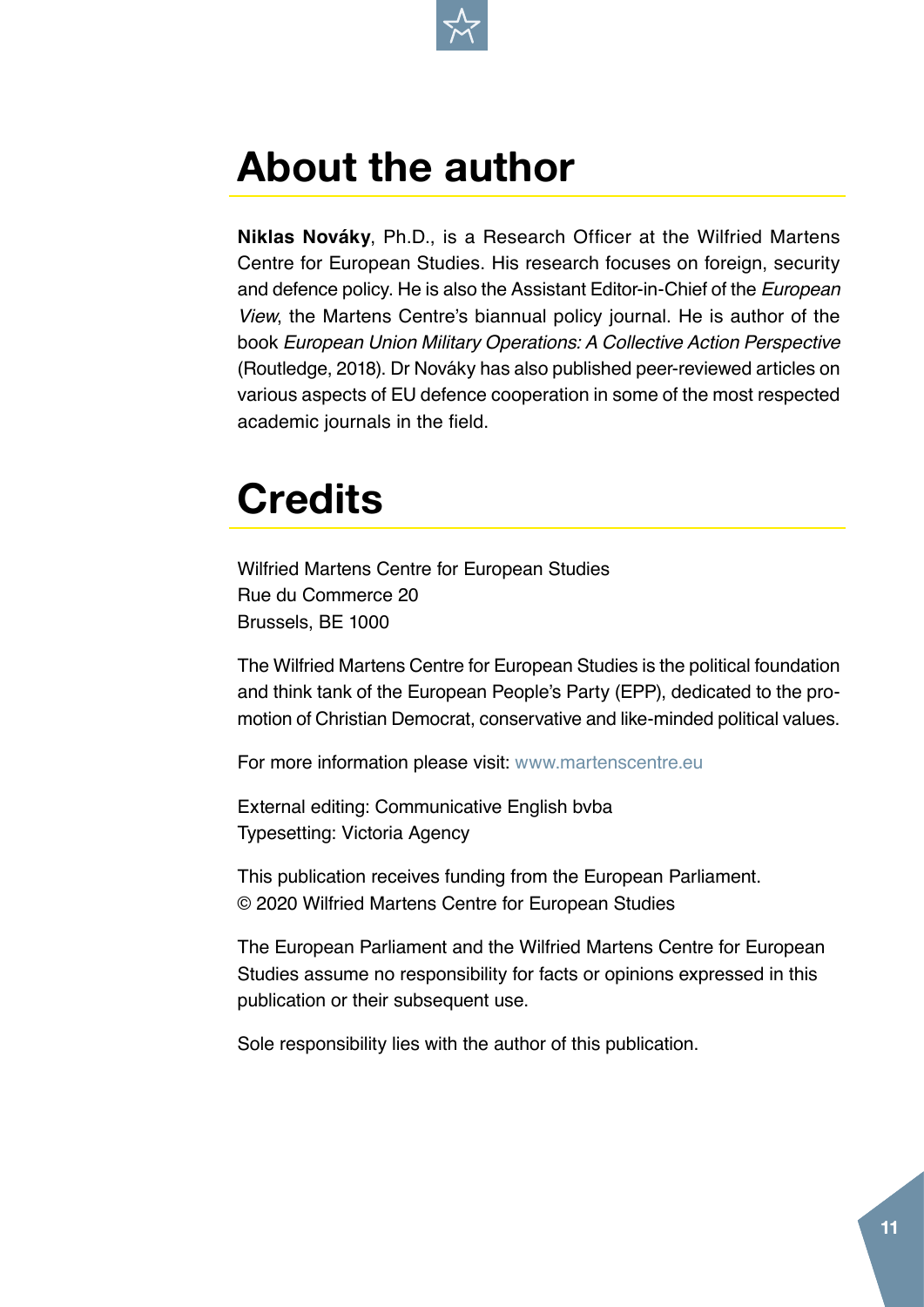# About the author

**Niklas Nováky**, Ph.D., is a Research Officer at the Wilfried Martens Centre for European Studies. His research focuses on foreign, security and defence policy. He is also the Assistant Editor-in-Chief of the *European View*, the Martens Centre's biannual policy journal. He is author of the book *European Union Military Operations: A Collective Action Perspective* (Routledge, 2018). Dr Nováky has also published peer-reviewed articles on various aspects of EU defence cooperation in some of the most respected academic journals in the field.

# Credits

Wilfried Martens Centre for European Studies
Rue du Commerce 20
Brussels, BE 1000

The Wilfried Martens Centre for European Studies is the political foundation and think tank of the European People's Party (EPP), dedicated to the promotion of Christian Democrat, conservative and like-minded political values.

For more information please visit: www.martenscentre.eu

External editing: Communicative English bvba
Typesetting: Victoria Agency

This publication receives funding from the European Parliament.
© 2020 Wilfried Martens Centre for European Studies

The European Parliament and the Wilfried Martens Centre for European Studies assume no responsibility for facts or opinions expressed in this publication or their subsequent use.

Sole responsibility lies with the author of this publication.